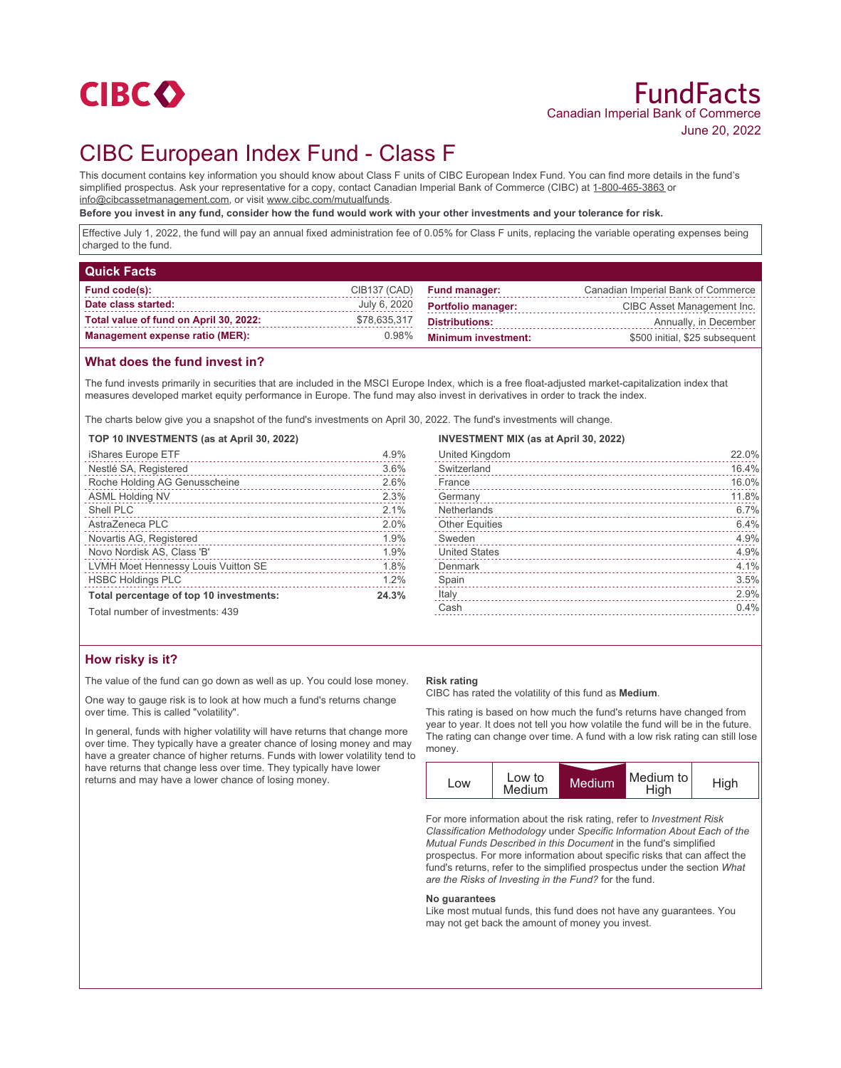CIBC

# FundFacts

Canadian Imperial Bank of Commerce

June 20, 2022

# CIBC European Index Fund - Class F

This document contains key information you should know about Class F units of CIBC European Index Fund. You can find more details in the fund's simplified prospectus. Ask your representative for a copy, contact Canadian Imperial Bank of Commerce (CIBC) at 1-800-465-3863 or info@cibcassetmanagement.com, or visit www.cibc.com/mutualfunds.

**Before you invest in any fund, consider how the fund would work with your other investments and your tolerance for risk.**

Effective July 1, 2022, the fund will pay an annual fixed administration fee of 0.05% for Class F units, replacing the variable operating expenses being charged to the fund.

## Quick Facts

| | | | |
|---|---|---|---|
| **Fund code(s):** | CIB137 (CAD) | **Fund manager:** | Canadian Imperial Bank of Commerce |
| **Date class started:** | July 6, 2020 | **Portfolio manager:** | CIBC Asset Management Inc. |
| **Total value of fund on April 30, 2022:** | $78,635,317 | **Distributions:** | Annually, in December |
| **Management expense ratio (MER):** | 0.98% | **Minimum investment:** | $500 initial, $25 subsequent |

## What does the fund invest in?

The fund invests primarily in securities that are included in the MSCI Europe Index, which is a free float-adjusted market-capitalization index that measures developed market equity performance in Europe. The fund may also invest in derivatives in order to track the index.

The charts below give you a snapshot of the fund's investments on April 30, 2022. The fund's investments will change.

**TOP 10 INVESTMENTS (as at April 30, 2022)**

| | |
|---|---|
| iShares Europe ETF | 4.9% |
| Nestlé SA, Registered | 3.6% |
| Roche Holding AG Genusscheine | 2.6% |
| ASML Holding NV | 2.3% |
| Shell PLC | 2.1% |
| AstraZeneca PLC | 2.0% |
| Novartis AG, Registered | 1.9% |
| Novo Nordisk AS, Class 'B' | 1.9% |
| LVMH Moet Hennessy Louis Vuitton SE | 1.8% |
| HSBC Holdings PLC | 1.2% |
| **Total percentage of top 10 investments:** | **24.3%** |

Total number of investments: 439

**INVESTMENT MIX (as at April 30, 2022)**

| | |
|---|---|
| United Kingdom | 22.0% |
| Switzerland | 16.4% |
| France | 16.0% |
| Germany | 11.8% |
| Netherlands | 6.7% |
| Other Equities | 6.4% |
| Sweden | 4.9% |
| United States | 4.9% |
| Denmark | 4.1% |
| Spain | 3.5% |
| Italy | 2.9% |
| Cash | 0.4% |

## How risky is it?

The value of the fund can go down as well as up. You could lose money.

One way to gauge risk is to look at how much a fund's returns change over time. This is called "volatility".

In general, funds with higher volatility will have returns that change more over time. They typically have a greater chance of losing money and may have a greater chance of higher returns. Funds with lower volatility tend to have returns that change less over time. They typically have lower returns and may have a lower chance of losing money.

**Risk rating**

CIBC has rated the volatility of this fund as **Medium**.

This rating is based on how much the fund's returns have changed from year to year. It does not tell you how volatile the fund will be in the future. The rating can change over time. A fund with a low risk rating can still lose money.

| Low | Low to Medium | **Medium** | Medium to High | High |
|---|---|---|---|---|

For more information about the risk rating, refer to *Investment Risk Classification Methodology* under *Specific Information About Each of the Mutual Funds Described in this Document* in the fund's simplified prospectus. For more information about specific risks that can affect the fund's returns, refer to the simplified prospectus under the section *What are the Risks of Investing in the Fund?* for the fund.

**No guarantees**

Like most mutual funds, this fund does not have any guarantees. You may not get back the amount of money you invest.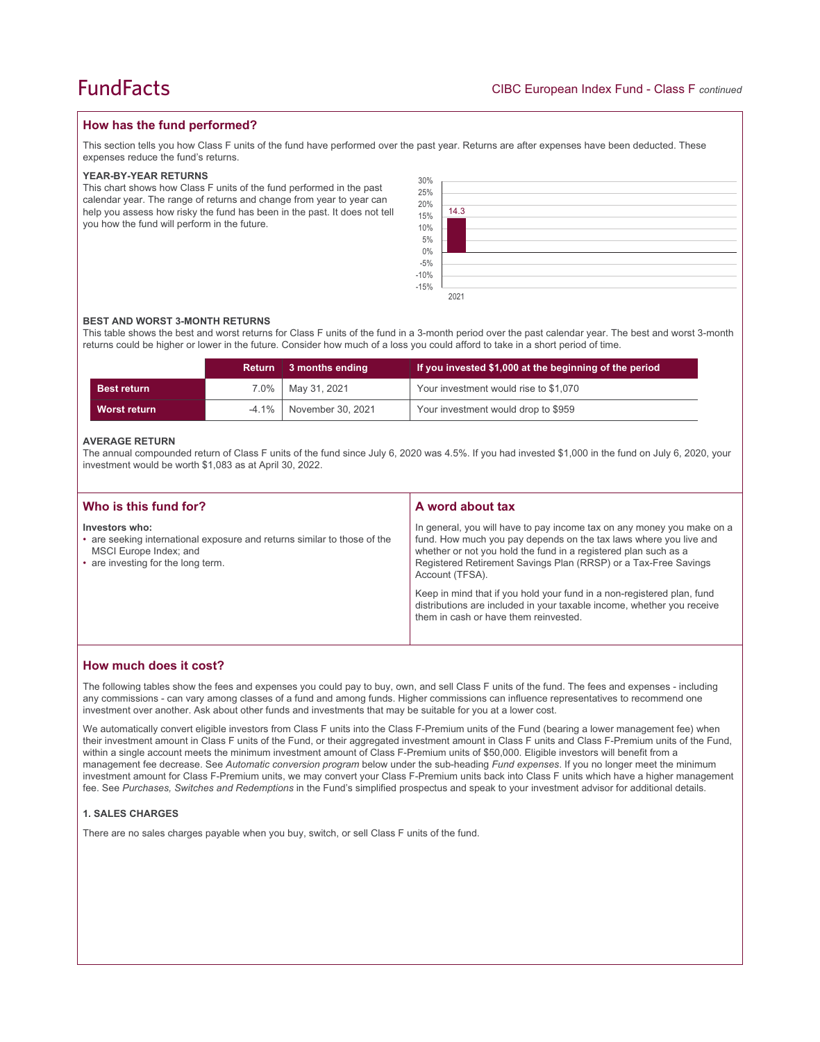## How has the fund performed?

This section tells you how Class F units of the fund have performed over the past year. Returns are after expenses have been deducted. These expenses reduce the fund's returns.

### YEAR-BY-YEAR RETURNS

This chart shows how Class F units of the fund performed in the past calendar year. The range of returns and change from year to year can help you assess how risky the fund has been in the past. It does not tell you how the fund will perform in the future.

| Year | Return (%) |
|---|---|
| 2021 | 14.3 |

### BEST AND WORST 3-MONTH RETURNS

This table shows the best and worst returns for Class F units of the fund in a 3-month period over the past calendar year. The best and worst 3-month returns could be higher or lower in the future. Consider how much of a loss you could afford to take in a short period of time.

| | Return | 3 months ending | If you invested $1,000 at the beginning of the period |
|---|---|---|---|
| **Best return** | 7.0% | May 31, 2021 | Your investment would rise to $1,070 |
| **Worst return** | -4.1% | November 30, 2021 | Your investment would drop to $959 |

### AVERAGE RETURN

The annual compounded return of Class F units of the fund since July 6, 2020 was 4.5%. If you had invested $1,000 in the fund on July 6, 2020, your investment would be worth $1,083 as at April 30, 2022.

## Who is this fund for?

**Investors who:**

- are seeking international exposure and returns similar to those of the MSCI Europe Index; and
- are investing for the long term.

## A word about tax

In general, you will have to pay income tax on any money you make on a fund. How much you pay depends on the tax laws where you live and whether or not you hold the fund in a registered plan such as a Registered Retirement Savings Plan (RRSP) or a Tax-Free Savings Account (TFSA).

Keep in mind that if you hold your fund in a non-registered plan, fund distributions are included in your taxable income, whether you receive them in cash or have them reinvested.

## How much does it cost?

The following tables show the fees and expenses you could pay to buy, own, and sell Class F units of the fund. The fees and expenses - including any commissions - can vary among classes of a fund and among funds. Higher commissions can influence representatives to recommend one investment over another. Ask about other funds and investments that may be suitable for you at a lower cost.

We automatically convert eligible investors from Class F units into the Class F-Premium units of the Fund (bearing a lower management fee) when their investment amount in Class F units of the Fund, or their aggregated investment amount in Class F units and Class F-Premium units of the Fund, within a single account meets the minimum investment amount of Class F-Premium units of $50,000. Eligible investors will benefit from a management fee decrease. See *Automatic conversion program* below under the sub-heading *Fund expenses*. If you no longer meet the minimum investment amount for Class F-Premium units, we may convert your Class F-Premium units back into Class F units which have a higher management fee. See *Purchases, Switches and Redemptions* in the Fund's simplified prospectus and speak to your investment advisor for additional details.

### 1. SALES CHARGES

There are no sales charges payable when you buy, switch, or sell Class F units of the fund.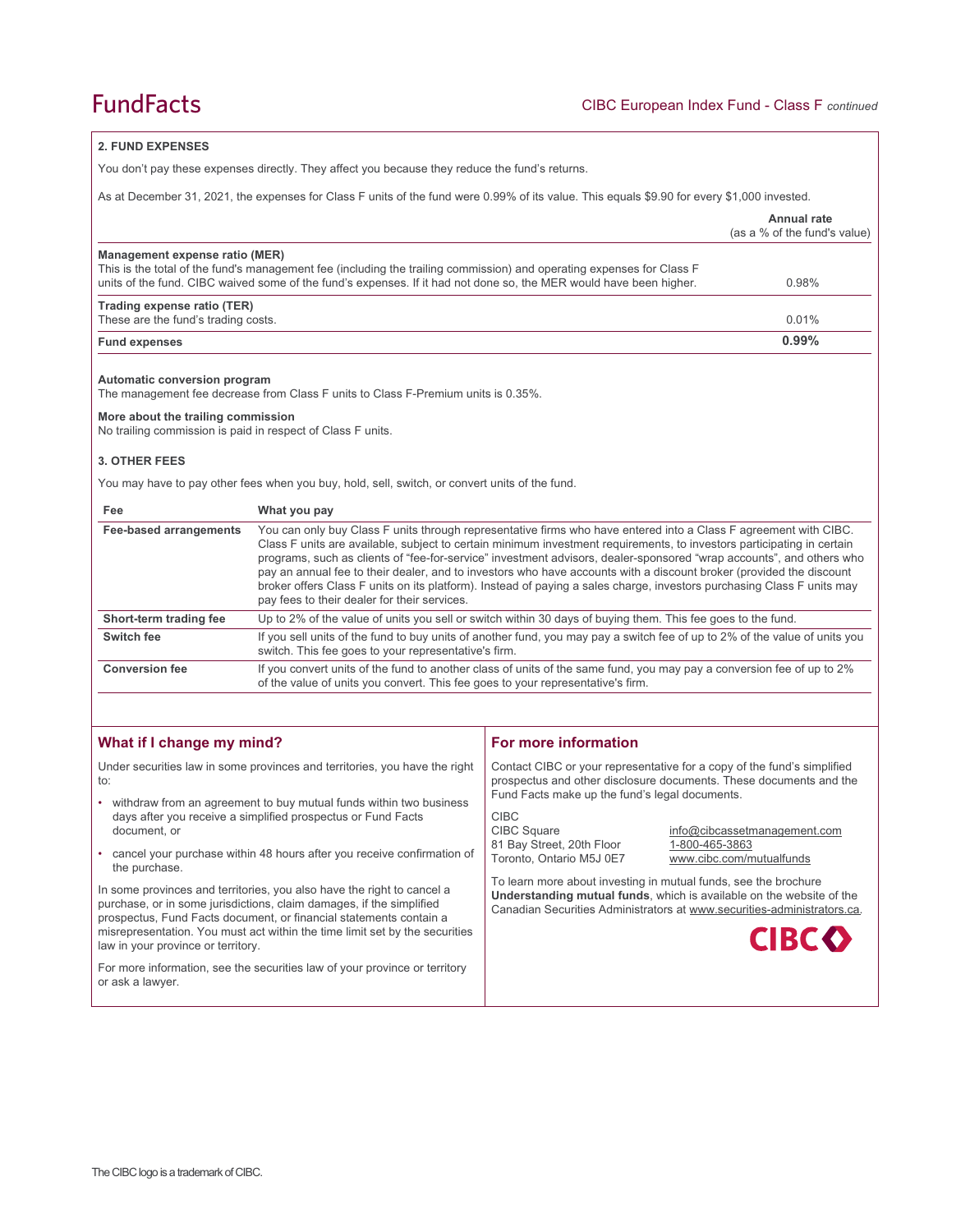## 2. FUND EXPENSES

You don't pay these expenses directly. They affect you because they reduce the fund's returns.

As at December 31, 2021, the expenses for Class F units of the fund were 0.99% of its value. This equals $9.90 for every $1,000 invested.

| | Annual rate (as a % of the fund's value) |
|---|---|
| **Management expense ratio (MER)** This is the total of the fund's management fee (including the trailing commission) and operating expenses for Class F units of the fund. CIBC waived some of the fund's expenses. If it had not done so, the MER would have been higher. | 0.98% |
| **Trading expense ratio (TER)** These are the fund's trading costs. | 0.01% |
| **Fund expenses** | **0.99%** |

**Automatic conversion program**
The management fee decrease from Class F units to Class F-Premium units is 0.35%.

**More about the trailing commission**
No trailing commission is paid in respect of Class F units.

## 3. OTHER FEES

You may have to pay other fees when you buy, hold, sell, switch, or convert units of the fund.

| Fee | What you pay |
|---|---|
| **Fee-based arrangements** | You can only buy Class F units through representative firms who have entered into a Class F agreement with CIBC. Class F units are available, subject to certain minimum investment requirements, to investors participating in certain programs, such as clients of "fee-for-service" investment advisors, dealer-sponsored "wrap accounts", and others who pay an annual fee to their dealer, and to investors who have accounts with a discount broker (provided the discount broker offers Class F units on its platform). Instead of paying a sales charge, investors purchasing Class F units may pay fees to their dealer for their services. |
| **Short-term trading fee** | Up to 2% of the value of units you sell or switch within 30 days of buying them. This fee goes to the fund. |
| **Switch fee** | If you sell units of the fund to buy units of another fund, you may pay a switch fee of up to 2% of the value of units you switch. This fee goes to your representative's firm. |
| **Conversion fee** | If you convert units of the fund to another class of units of the same fund, you may pay a conversion fee of up to 2% of the value of units you convert. This fee goes to your representative's firm. |

## What if I change my mind?

Under securities law in some provinces and territories, you have the right to:

- withdraw from an agreement to buy mutual funds within two business days after you receive a simplified prospectus or Fund Facts document, or
- cancel your purchase within 48 hours after you receive confirmation of the purchase.

In some provinces and territories, you also have the right to cancel a purchase, or in some jurisdictions, claim damages, if the simplified prospectus, Fund Facts document, or financial statements contain a misrepresentation. You must act within the time limit set by the securities law in your province or territory.

For more information, see the securities law of your province or territory or ask a lawyer.

## For more information

Contact CIBC or your representative for a copy of the fund's simplified prospectus and other disclosure documents. These documents and the Fund Facts make up the fund's legal documents.

CIBC
CIBC Square
81 Bay Street, 20th Floor
Toronto, Ontario M5J 0E7

info@cibcassetmanagement.com
1-800-465-3863
www.cibc.com/mutualfunds

To learn more about investing in mutual funds, see the brochure **Understanding mutual funds**, which is available on the website of the Canadian Securities Administrators at www.securities-administrators.ca.

The CIBC logo is a trademark of CIBC.